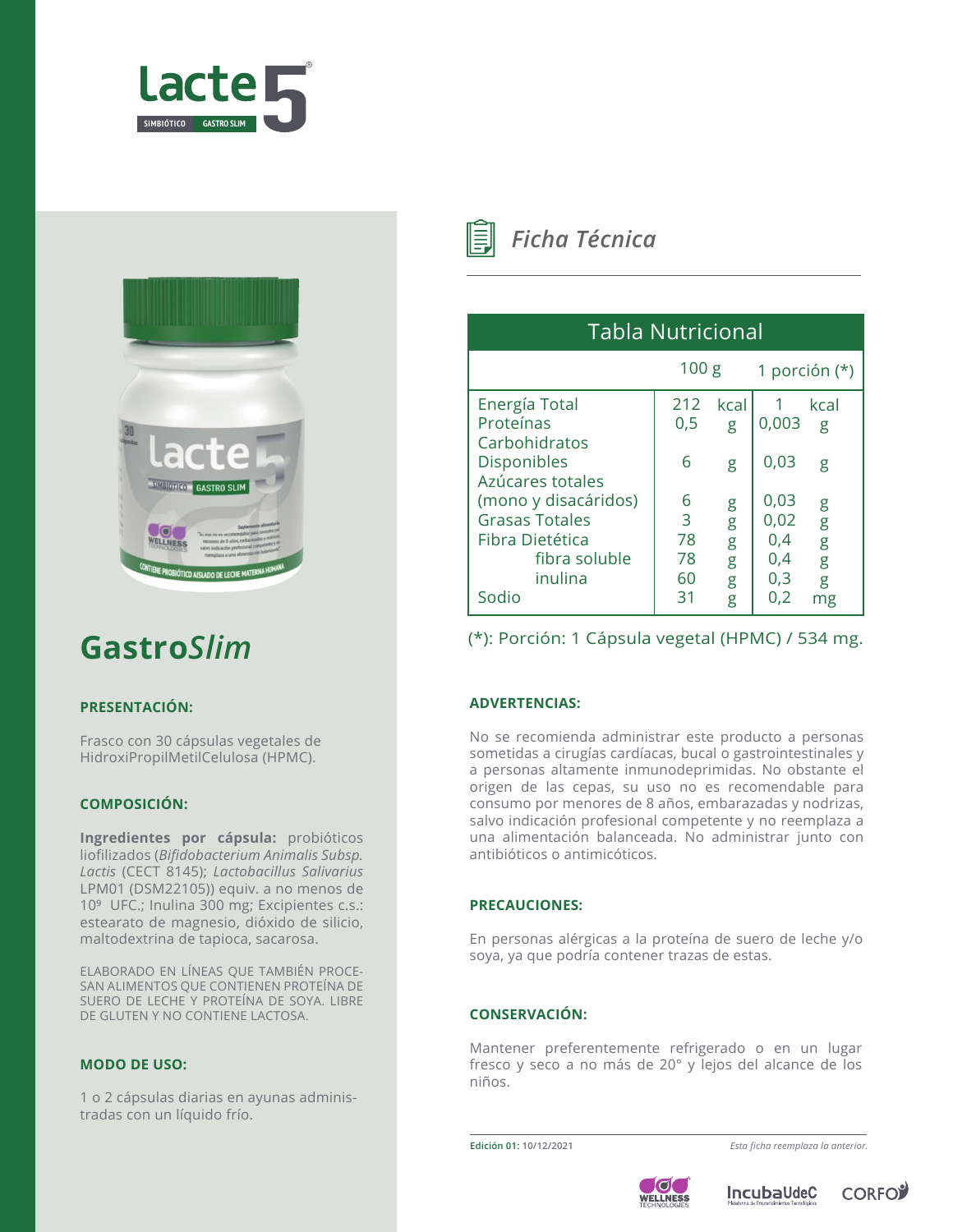# Lacte 5

SIMBIÓTICO GASTRO SLIM

## Gastro*Slim*

### PRESENTACIÓN:

Frasco con 30 cápsulas vegetales de HidroxiPropilMetilCelulosa (HPMC).

### COMPOSICIÓN:

**Ingredientes por cápsula:** probióticos liofilizados (*Bifidobacterium Animalis Subsp. Lactis* (CECT 8145); *Lactobacillus Salivarius* LPM01 (DSM22105)) equiv. a no menos de $10^9$ UFC.; Inulina 300 mg; Excipientes c.s.: estearato de magnesio, dióxido de silicio, maltodextrina de tapioca, sacarosa.

ELABORADO EN LÍNEAS QUE TAMBIÉN PROCESAN ALIMENTOS QUE CONTIENEN PROTEÍNA DE SUERO DE LECHE Y PROTEÍNA DE SOYA. LIBRE DE GLUTEN Y NO CONTIENE LACTOSA.

### MODO DE USO:

1 o 2 cápsulas diarias en ayunas administradas con un líquido frío.

## *Ficha Técnica*

| Tabla Nutricional | 100 g | | 1 porción (*) | |
|---|---|---|---|---|
| Energía Total | 212 | kcal | 1 | kcal |
| Proteínas | 0,5 | g | 0,003 | g |
| Carbohidratos Disponibles | 6 | g | 0,03 | g |
| Azúcares totales (mono y disacáridos) | 6 | g | 0,03 | g |
| Grasas Totales | 3 | g | 0,02 | g |
| Fibra Dietética | 78 | g | 0,4 | g |
| fibra soluble | 78 | g | 0,4 | g |
| inulina | 60 | g | 0,3 | g |
| Sodio | 31 | g | 0,2 | mg |

(*): Porción: 1 Cápsula vegetal (HPMC) / 534 mg.

### ADVERTENCIAS:

No se recomienda administrar este producto a personas sometidas a cirugías cardíacas, bucal o gastrointestinales y a personas altamente inmunodeprimidas. No obstante el origen de las cepas, su uso no es recomendable para consumo por menores de 8 años, embarazadas y nodrizas, salvo indicación profesional competente y no reemplaza a una alimentación balanceada. No administrar junto con antibióticos o antimicóticos.

### PRECAUCIONES:

En personas alérgicas a la proteína de suero de leche y/o soya, ya que podría contener trazas de estas.

### CONSERVACIÓN:

Mantener preferentemente refrigerado o en un lugar fresco y seco a no más de 20° y lejos del alcance de los niños.

**Edición 01:** 10/12/2021

*Esta ficha reemplaza la anterior.*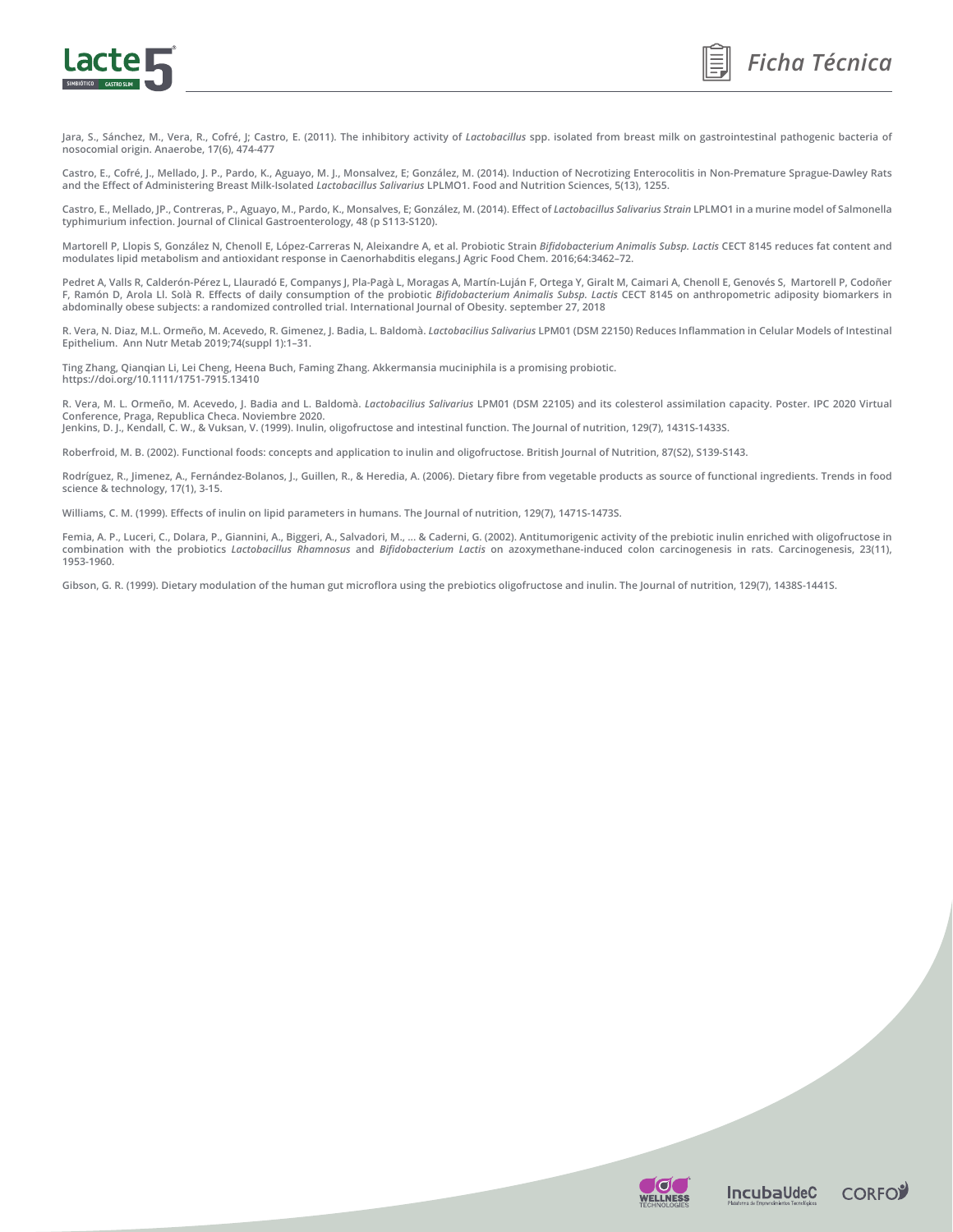Jara, S., Sánchez, M., Vera, R., Cofré, J; Castro, E. (2011). The inhibitory activity of *Lactobacillus* spp. isolated from breast milk on gastrointestinal pathogenic bacteria of nosocomial origin. Anaerobe, 17(6), 474-477

Castro, E., Cofré, J., Mellado, J. P., Pardo, K., Aguayo, M. J., Monsalvez, E; González, M. (2014). Induction of Necrotizing Enterocolitis in Non-Premature Sprague-Dawley Rats and the Effect of Administering Breast Milk-Isolated *Lactobacillus Salivarius* LPLMO1. Food and Nutrition Sciences, 5(13), 1255.

Castro, E., Mellado, JP., Contreras, P., Aguayo, M., Pardo, K., Monsalves, E; González, M. (2014). Effect of *Lactobacillus Salivarius Strain* LPLMO1 in a murine model of Salmonella typhimurium infection. Journal of Clinical Gastroenterology, 48 (p S113-S120).

Martorell P, Llopis S, González N, Chenoll E, López-Carreras N, Aleixandre A, et al. Probiotic Strain *Bifidobacterium Animalis Subsp. Lactis* CECT 8145 reduces fat content and modulates lipid metabolism and antioxidant response in Caenorhabditis elegans.J Agric Food Chem. 2016;64:3462–72.

Pedret A, Valls R, Calderón-Pérez L, Llauradó E, Companys J, Pla-Pagà L, Moragas A, Martín-Luján F, Ortega Y, Giralt M, Caimari A, Chenoll E, Genovés S, Martorell P, Codoñer F, Ramón D, Arola Ll. Solà R. Effects of daily consumption of the probiotic *Bifidobacterium Animalis Subsp. Lactis* CECT 8145 on anthropometric adiposity biomarkers in abdominally obese subjects: a randomized controlled trial. International Journal of Obesity. september 27, 2018

R. Vera, N. Diaz, M.L. Ormeño, M. Acevedo, R. Gimenez, J. Badia, L. Baldomà. *Lactobacilius Salivarius* LPM01 (DSM 22150) Reduces Inflammation in Celular Models of Intestinal Epithelium. Ann Nutr Metab 2019;74(suppl 1):1–31.

Ting Zhang, Qianqian Li, Lei Cheng, Heena Buch, Faming Zhang. Akkermansia muciniphila is a promising probiotic.
https://doi.org/10.1111/1751-7915.13410

R. Vera, M. L. Ormeño, M. Acevedo, J. Badia and L. Baldomà. *Lactobacilius Salivarius* LPM01 (DSM 22105) and its colesterol assimilation capacity. Poster. IPC 2020 Virtual Conference, Praga, Republica Checa. Noviembre 2020.
Jenkins, D. J., Kendall, C. W., & Vuksan, V. (1999). Inulin, oligofructose and intestinal function. The Journal of nutrition, 129(7), 1431S-1433S.

Roberfroid, M. B. (2002). Functional foods: concepts and application to inulin and oligofructose. British Journal of Nutrition, 87(S2), S139-S143.

Rodríguez, R., Jimenez, A., Fernández-Bolanos, J., Guillen, R., & Heredia, A. (2006). Dietary fibre from vegetable products as source of functional ingredients. Trends in food science & technology, 17(1), 3-15.

Williams, C. M. (1999). Effects of inulin on lipid parameters in humans. The Journal of nutrition, 129(7), 1471S-1473S.

Femia, A. P., Luceri, C., Dolara, P., Giannini, A., Biggeri, A., Salvadori, M., ... & Caderni, G. (2002). Antitumorigenic activity of the prebiotic inulin enriched with oligofructose in combination with the probiotics *Lactobacillus Rhamnosus* and *Bifidobacterium Lactis* on azoxymethane-induced colon carcinogenesis in rats. Carcinogenesis, 23(11), 1953-1960.

Gibson, G. R. (1999). Dietary modulation of the human gut microflora using the prebiotics oligofructose and inulin. The Journal of nutrition, 129(7), 1438S-1441S.